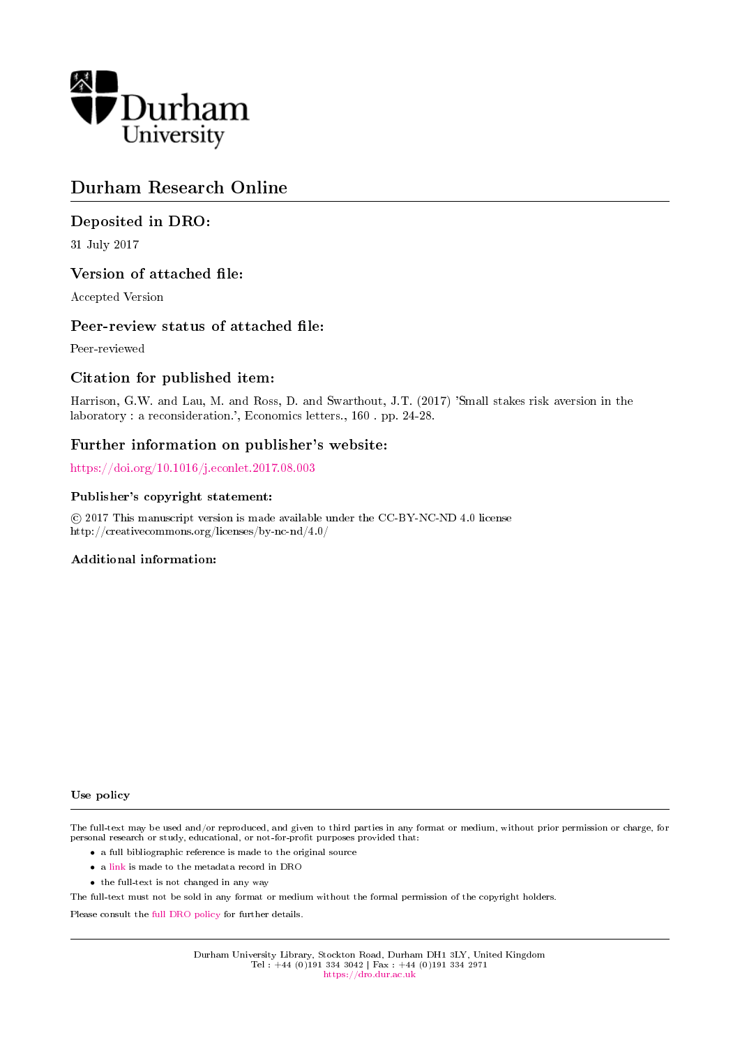Durham University

# Durham Research Online

## Deposited in DRO:

31 July 2017

## Version of attached file:

Accepted Version

## Peer-review status of attached file:

Peer-reviewed

## Citation for published item:

Harrison, G.W. and Lau, M. and Ross, D. and Swarthout, J.T. (2017) 'Small stakes risk aversion in the laboratory : a reconsideration.', Economics letters., 160 . pp. 24-28.

## Further information on publisher's website:

https://doi.org/10.1016/j.econlet.2017.08.003

### Publisher's copyright statement:

© 2017 This manuscript version is made available under the CC-BY-NC-ND 4.0 license http://creativecommons.org/licenses/by-nc-nd/4.0/

### Additional information:

#### Use policy

The full-text may be used and/or reproduced, and given to third parties in any format or medium, without prior permission or charge, for personal research or study, educational, or not-for-profit purposes provided that:

- a full bibliographic reference is made to the original source
- a link is made to the metadata record in DRO
- the full-text is not changed in any way

The full-text must not be sold in any format or medium without the formal permission of the copyright holders.

Please consult the full DRO policy for further details.

Durham University Library, Stockton Road, Durham DH1 3LY, United Kingdom
Tel : +44 (0)191 334 3042 | Fax : +44 (0)191 334 2971
https://dro.dur.ac.uk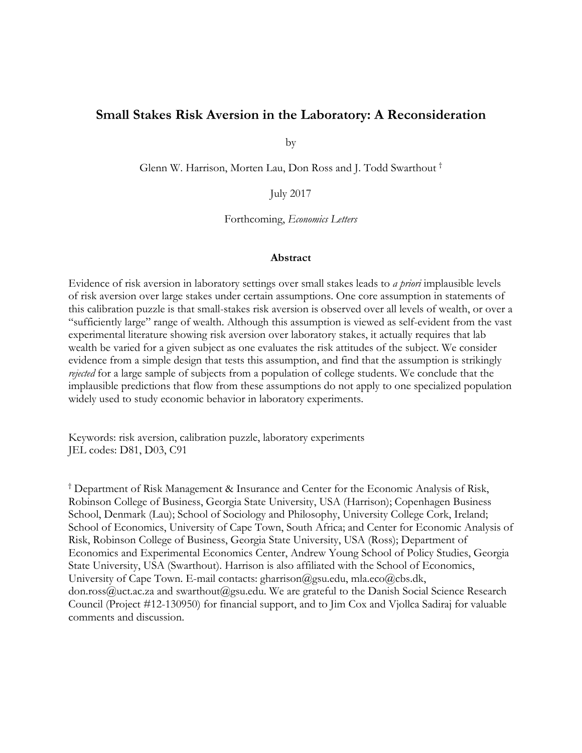# Small Stakes Risk Aversion in the Laboratory: A Reconsideration

by

Glenn W. Harrison, Morten Lau, Don Ross and J. Todd Swarthout [†]

July 2017

Forthcoming, *Economics Letters*

### Abstract

Evidence of risk aversion in laboratory settings over small stakes leads to *a priori* implausible levels of risk aversion over large stakes under certain assumptions. One core assumption in statements of this calibration puzzle is that small-stakes risk aversion is observed over all levels of wealth, or over a "sufficiently large" range of wealth. Although this assumption is viewed as self-evident from the vast experimental literature showing risk aversion over laboratory stakes, it actually requires that lab wealth be varied for a given subject as one evaluates the risk attitudes of the subject. We consider evidence from a simple design that tests this assumption, and find that the assumption is strikingly *rejected* for a large sample of subjects from a population of college students. We conclude that the implausible predictions that flow from these assumptions do not apply to one specialized population widely used to study economic behavior in laboratory experiments.

Keywords: risk aversion, calibration puzzle, laboratory experiments
JEL codes: D81, D03, C91

[†] Department of Risk Management & Insurance and Center for the Economic Analysis of Risk, Robinson College of Business, Georgia State University, USA (Harrison); Copenhagen Business School, Denmark (Lau); School of Sociology and Philosophy, University College Cork, Ireland; School of Economics, University of Cape Town, South Africa; and Center for Economic Analysis of Risk, Robinson College of Business, Georgia State University, USA (Ross); Department of Economics and Experimental Economics Center, Andrew Young School of Policy Studies, Georgia State University, USA (Swarthout). Harrison is also affiliated with the School of Economics, University of Cape Town. E-mail contacts: gharrison@gsu.edu, mla.eco@cbs.dk, don.ross@uct.ac.za and swarthout@gsu.edu. We are grateful to the Danish Social Science Research Council (Project #12-130950) for financial support, and to Jim Cox and Vjollca Sadiraj for valuable comments and discussion.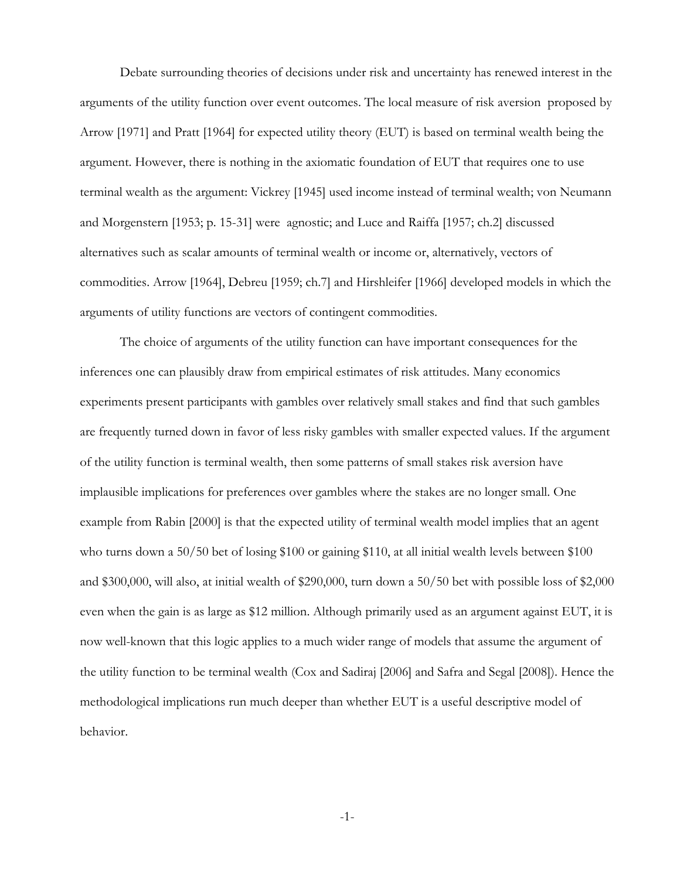Debate surrounding theories of decisions under risk and uncertainty has renewed interest in the arguments of the utility function over event outcomes. The local measure of risk aversion proposed by Arrow [1971] and Pratt [1964] for expected utility theory (EUT) is based on terminal wealth being the argument. However, there is nothing in the axiomatic foundation of EUT that requires one to use terminal wealth as the argument: Vickrey [1945] used income instead of terminal wealth; von Neumann and Morgenstern [1953; p. 15-31] were agnostic; and Luce and Raiffa [1957; ch.2] discussed alternatives such as scalar amounts of terminal wealth or income or, alternatively, vectors of commodities. Arrow [1964], Debreu [1959; ch.7] and Hirshleifer [1966] developed models in which the arguments of utility functions are vectors of contingent commodities.

The choice of arguments of the utility function can have important consequences for the inferences one can plausibly draw from empirical estimates of risk attitudes. Many economics experiments present participants with gambles over relatively small stakes and find that such gambles are frequently turned down in favor of less risky gambles with smaller expected values. If the argument of the utility function is terminal wealth, then some patterns of small stakes risk aversion have implausible implications for preferences over gambles where the stakes are no longer small. One example from Rabin [2000] is that the expected utility of terminal wealth model implies that an agent who turns down a 50/50 bet of losing \$100 or gaining \$110, at all initial wealth levels between \$100 and \$300,000, will also, at initial wealth of \$290,000, turn down a 50/50 bet with possible loss of \$2,000 even when the gain is as large as \$12 million. Although primarily used as an argument against EUT, it is now well-known that this logic applies to a much wider range of models that assume the argument of the utility function to be terminal wealth (Cox and Sadiraj [2006] and Safra and Segal [2008]). Hence the methodological implications run much deeper than whether EUT is a useful descriptive model of behavior.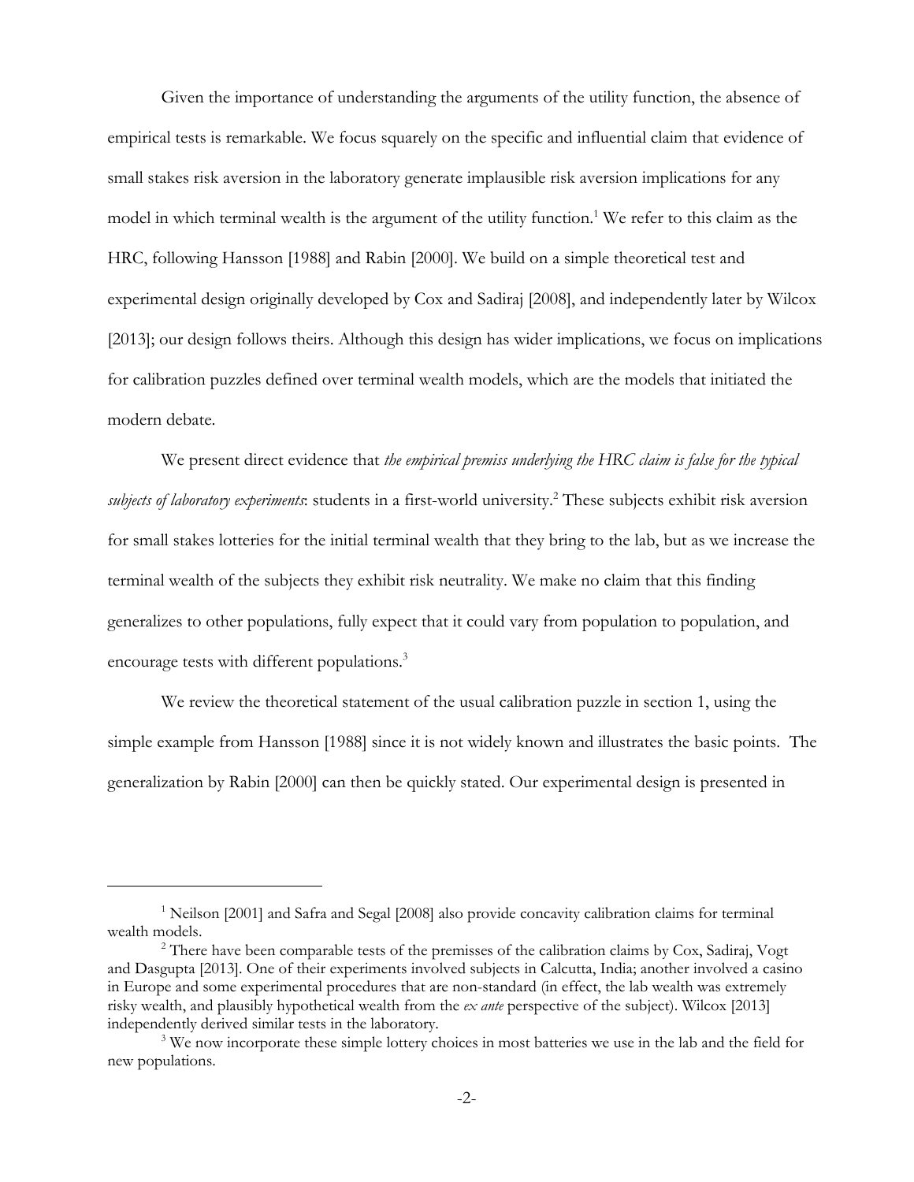Given the importance of understanding the arguments of the utility function, the absence of empirical tests is remarkable. We focus squarely on the specific and influential claim that evidence of small stakes risk aversion in the laboratory generate implausible risk aversion implications for any model in which terminal wealth is the argument of the utility function.[1] We refer to this claim as the HRC, following Hansson [1988] and Rabin [2000]. We build on a simple theoretical test and experimental design originally developed by Cox and Sadiraj [2008], and independently later by Wilcox [2013]; our design follows theirs. Although this design has wider implications, we focus on implications for calibration puzzles defined over terminal wealth models, which are the models that initiated the modern debate.

We present direct evidence that *the empirical premiss underlying the HRC claim is false for the typical subjects of laboratory experiments*: students in a first-world university.[2] These subjects exhibit risk aversion for small stakes lotteries for the initial terminal wealth that they bring to the lab, but as we increase the terminal wealth of the subjects they exhibit risk neutrality. We make no claim that this finding generalizes to other populations, fully expect that it could vary from population to population, and encourage tests with different populations.[3]

We review the theoretical statement of the usual calibration puzzle in section 1, using the simple example from Hansson [1988] since it is not widely known and illustrates the basic points. The generalization by Rabin [2000] can then be quickly stated. Our experimental design is presented in

---

[1] Neilson [2001] and Safra and Segal [2008] also provide concavity calibration claims for terminal wealth models.

[2] There have been comparable tests of the premisses of the calibration claims by Cox, Sadiraj, Vogt and Dasgupta [2013]. One of their experiments involved subjects in Calcutta, India; another involved a casino in Europe and some experimental procedures that are non-standard (in effect, the lab wealth was extremely risky wealth, and plausibly hypothetical wealth from the *ex ante* perspective of the subject). Wilcox [2013] independently derived similar tests in the laboratory.

[3] We now incorporate these simple lottery choices in most batteries we use in the lab and the field for new populations.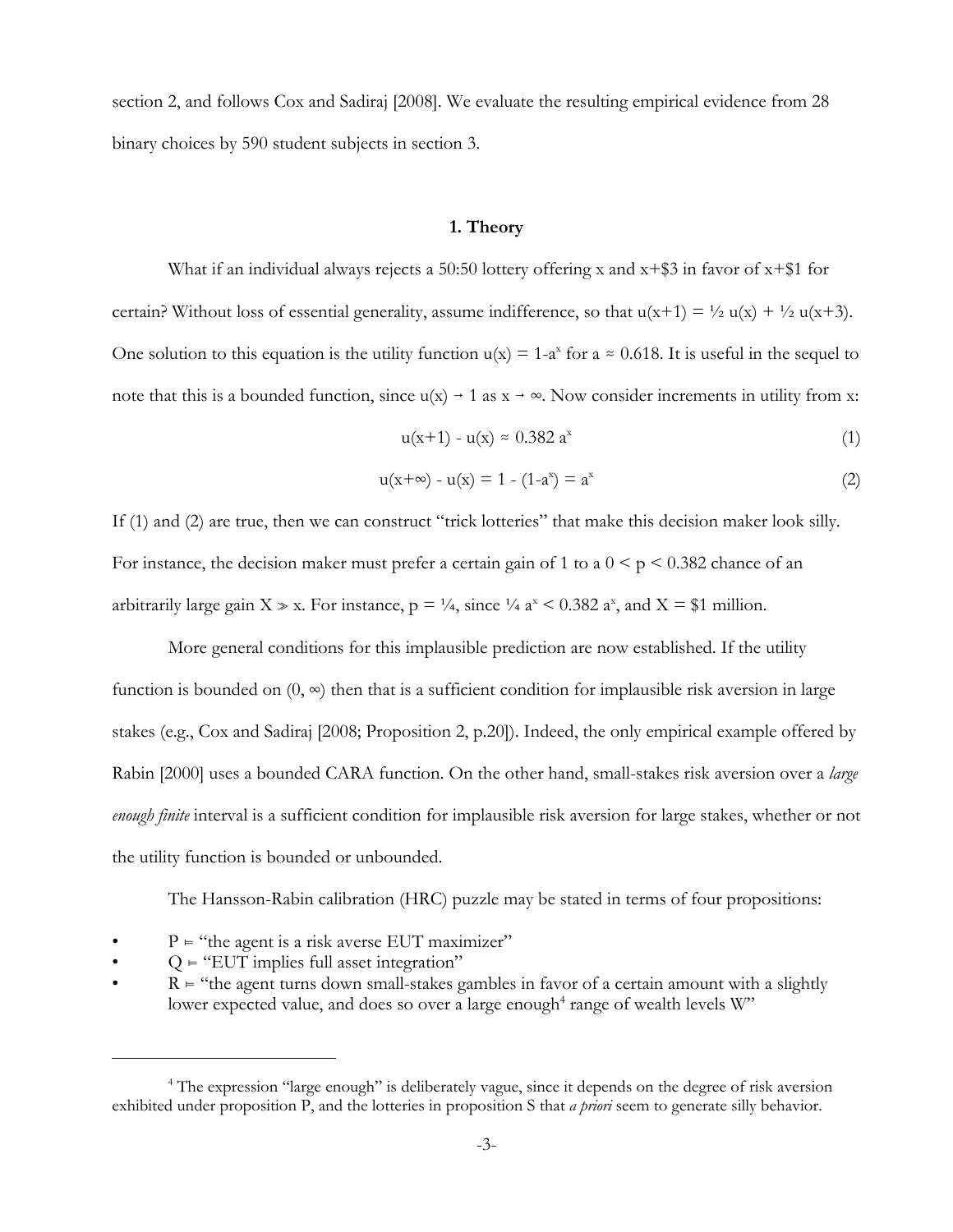section 2, and follows Cox and Sadiraj [2008]. We evaluate the resulting empirical evidence from 28 binary choices by 590 student subjects in section 3.

## 1. Theory

What if an individual always rejects a 50:50 lottery offering x and x+\$3 in favor of x+\$1 for certain? Without loss of essential generality, assume indifference, so that $u(x+1) = ½\, u(x) + ½\, u(x+3)$. One solution to this equation is the utility function $u(x) = 1\text{-}a^x$ for $a \approx 0.618$. It is useful in the sequel to note that this is a bounded function, since $u(x) \rightarrow 1$ as $x \rightarrow \infty$. Now consider increments in utility from x:

$$u(x+1) - u(x) \approx 0.382\, a^x \tag{1}$$

$$u(x+\infty) - u(x) = 1 - (1-a^x) = a^x \tag{2}$$

If (1) and (2) are true, then we can construct "trick lotteries" that make this decision maker look silly. For instance, the decision maker must prefer a certain gain of 1 to a $0 < p < 0.382$ chance of an arbitrarily large gain $X \gg x$. For instance, $p = ¼$, since $¼\, a^x < 0.382\, a^x$, and X = \$1 million.

More general conditions for this implausible prediction are now established. If the utility function is bounded on $(0, \infty)$ then that is a sufficient condition for implausible risk aversion in large stakes (e.g., Cox and Sadiraj [2008; Proposition 2, p.20]). Indeed, the only empirical example offered by Rabin [2000] uses a bounded CARA function. On the other hand, small-stakes risk aversion over a *large enough finite* interval is a sufficient condition for implausible risk aversion for large stakes, whether or not the utility function is bounded or unbounded.

The Hansson-Rabin calibration (HRC) puzzle may be stated in terms of four propositions:

- P ⊨ "the agent is a risk averse EUT maximizer"
- Q ⊨ "EUT implies full asset integration"
- R ⊨ "the agent turns down small-stakes gambles in favor of a certain amount with a slightly lower expected value, and does so over a large enough[4] range of wealth levels W"

[4] The expression "large enough" is deliberately vague, since it depends on the degree of risk aversion exhibited under proposition P, and the lotteries in proposition S that *a priori* seem to generate silly behavior.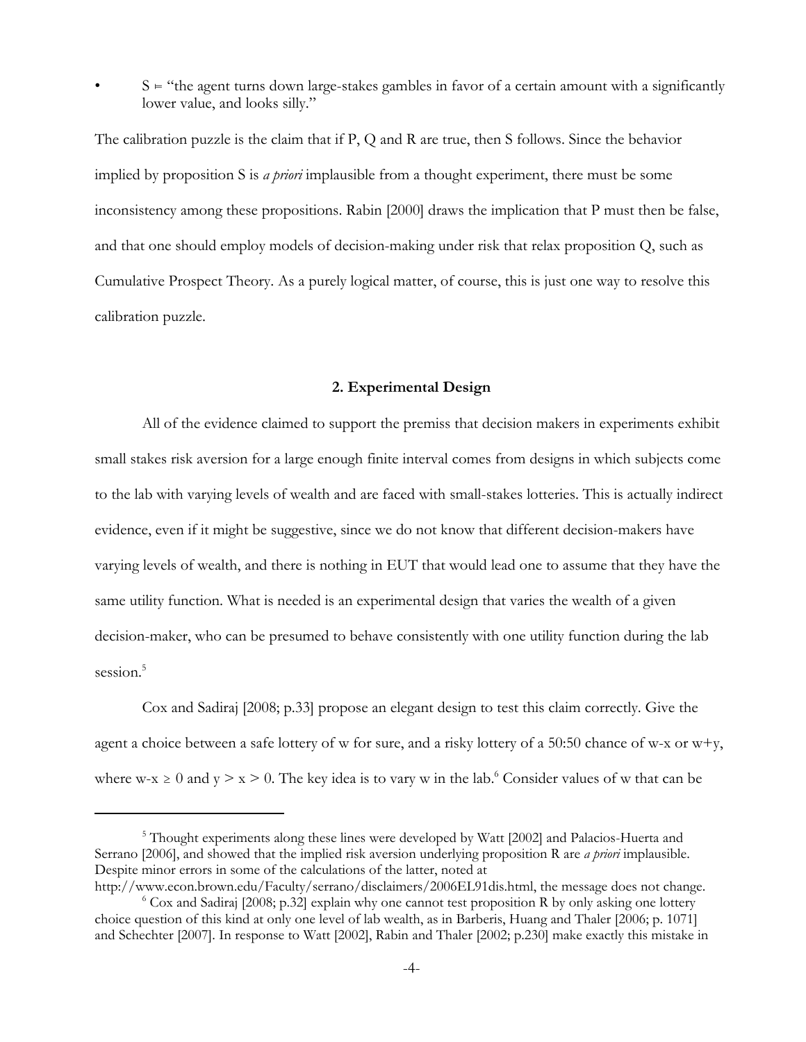- S ⊨ "the agent turns down large-stakes gambles in favor of a certain amount with a significantly lower value, and looks silly."

The calibration puzzle is the claim that if P, Q and R are true, then S follows. Since the behavior implied by proposition S is *a priori* implausible from a thought experiment, there must be some inconsistency among these propositions. Rabin [2000] draws the implication that P must then be false, and that one should employ models of decision-making under risk that relax proposition Q, such as Cumulative Prospect Theory. As a purely logical matter, of course, this is just one way to resolve this calibration puzzle.

## 2. Experimental Design

All of the evidence claimed to support the premiss that decision makers in experiments exhibit small stakes risk aversion for a large enough finite interval comes from designs in which subjects come to the lab with varying levels of wealth and are faced with small-stakes lotteries. This is actually indirect evidence, even if it might be suggestive, since we do not know that different decision-makers have varying levels of wealth, and there is nothing in EUT that would lead one to assume that they have the same utility function. What is needed is an experimental design that varies the wealth of a given decision-maker, who can be presumed to behave consistently with one utility function during the lab session.[5]

Cox and Sadiraj [2008; p.33] propose an elegant design to test this claim correctly. Give the agent a choice between a safe lottery of w for sure, and a risky lottery of a 50:50 chance of w-x or w+y, where $w\text{-}x \geq 0$ and $y > x > 0$. The key idea is to vary w in the lab.[6] Consider values of w that can be

---

[5] Thought experiments along these lines were developed by Watt [2002] and Palacios-Huerta and Serrano [2006], and showed that the implied risk aversion underlying proposition R are *a priori* implausible. Despite minor errors in some of the calculations of the latter, noted at http://www.econ.brown.edu/Faculty/serrano/disclaimers/2006EL91dis.html, the message does not change.

[6] Cox and Sadiraj [2008; p.32] explain why one cannot test proposition R by only asking one lottery choice question of this kind at only one level of lab wealth, as in Barberis, Huang and Thaler [2006; p. 1071] and Schechter [2007]. In response to Watt [2002], Rabin and Thaler [2002; p.230] make exactly this mistake in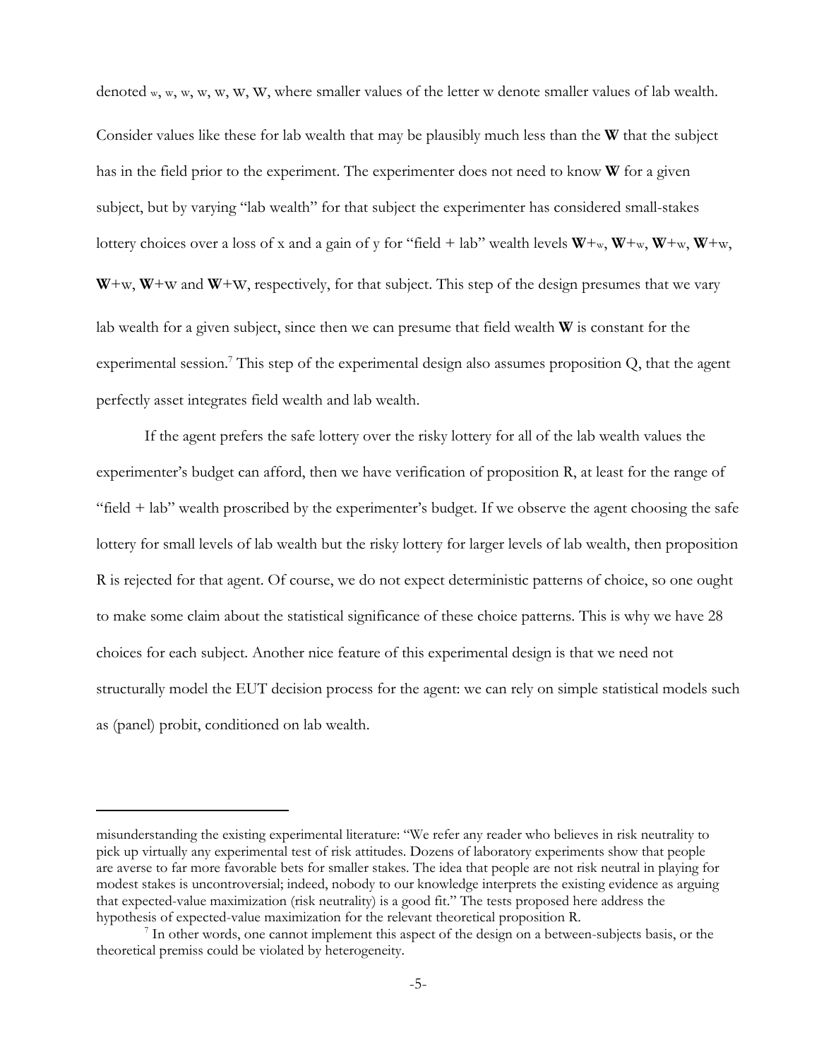denoted w, w, w, w, w, W, W, where smaller values of the letter w denote smaller values of lab wealth. Consider values like these for lab wealth that may be plausibly much less than the **W** that the subject has in the field prior to the experiment. The experimenter does not need to know **W** for a given subject, but by varying "lab wealth" for that subject the experimenter has considered small-stakes lottery choices over a loss of x and a gain of y for "field + lab" wealth levels **W**+w, **W**+w, **W**+w, **W**+w, **W**+w, **W**+W and **W**+W, respectively, for that subject. This step of the design presumes that we vary lab wealth for a given subject, since then we can presume that field wealth **W** is constant for the experimental session.[7] This step of the experimental design also assumes proposition Q, that the agent perfectly asset integrates field wealth and lab wealth.

If the agent prefers the safe lottery over the risky lottery for all of the lab wealth values the experimenter's budget can afford, then we have verification of proposition R, at least for the range of "field + lab" wealth proscribed by the experimenter's budget. If we observe the agent choosing the safe lottery for small levels of lab wealth but the risky lottery for larger levels of lab wealth, then proposition R is rejected for that agent. Of course, we do not expect deterministic patterns of choice, so one ought to make some claim about the statistical significance of these choice patterns. This is why we have 28 choices for each subject. Another nice feature of this experimental design is that we need not structurally model the EUT decision process for the agent: we can rely on simple statistical models such as (panel) probit, conditioned on lab wealth.

---

misunderstanding the existing experimental literature: "We refer any reader who believes in risk neutrality to pick up virtually any experimental test of risk attitudes. Dozens of laboratory experiments show that people are averse to far more favorable bets for smaller stakes. The idea that people are not risk neutral in playing for modest stakes is uncontroversial; indeed, nobody to our knowledge interprets the existing evidence as arguing that expected-value maximization (risk neutrality) is a good fit." The tests proposed here address the hypothesis of expected-value maximization for the relevant theoretical proposition R.

[7] In other words, one cannot implement this aspect of the design on a between-subjects basis, or the theoretical premiss could be violated by heterogeneity.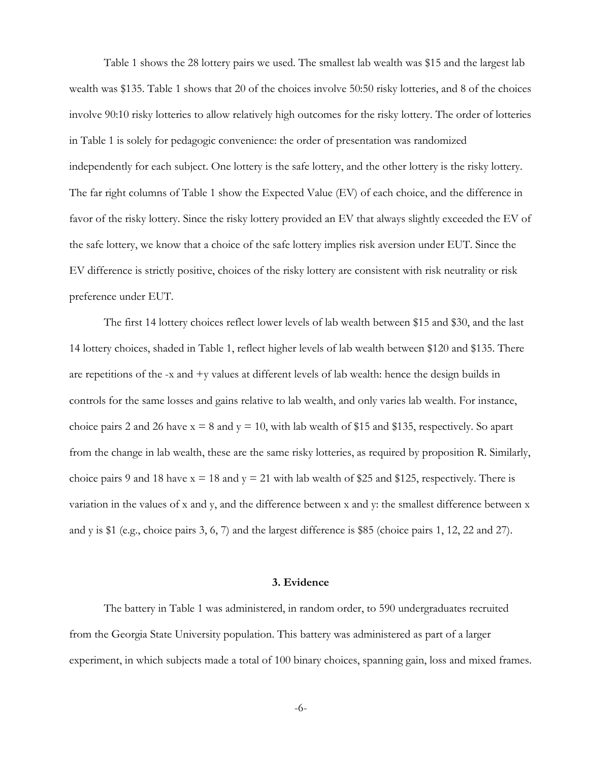Table 1 shows the 28 lottery pairs we used. The smallest lab wealth was \$15 and the largest lab wealth was \$135. Table 1 shows that 20 of the choices involve 50:50 risky lotteries, and 8 of the choices involve 90:10 risky lotteries to allow relatively high outcomes for the risky lottery. The order of lotteries in Table 1 is solely for pedagogic convenience: the order of presentation was randomized independently for each subject. One lottery is the safe lottery, and the other lottery is the risky lottery. The far right columns of Table 1 show the Expected Value (EV) of each choice, and the difference in favor of the risky lottery. Since the risky lottery provided an EV that always slightly exceeded the EV of the safe lottery, we know that a choice of the safe lottery implies risk aversion under EUT. Since the EV difference is strictly positive, choices of the risky lottery are consistent with risk neutrality or risk preference under EUT.

The first 14 lottery choices reflect lower levels of lab wealth between \$15 and \$30, and the last 14 lottery choices, shaded in Table 1, reflect higher levels of lab wealth between \$120 and \$135. There are repetitions of the -x and +y values at different levels of lab wealth: hence the design builds in controls for the same losses and gains relative to lab wealth, and only varies lab wealth. For instance, choice pairs 2 and 26 have $x = 8$ and $y = 10$, with lab wealth of \$15 and \$135, respectively. So apart from the change in lab wealth, these are the same risky lotteries, as required by proposition R. Similarly, choice pairs 9 and 18 have $x = 18$ and $y = 21$ with lab wealth of \$25 and \$125, respectively. There is variation in the values of x and y, and the difference between x and y: the smallest difference between x and y is \$1 (e.g., choice pairs 3, 6, 7) and the largest difference is \$85 (choice pairs 1, 12, 22 and 27).

### 3. Evidence

The battery in Table 1 was administered, in random order, to 590 undergraduates recruited from the Georgia State University population. This battery was administered as part of a larger experiment, in which subjects made a total of 100 binary choices, spanning gain, loss and mixed frames.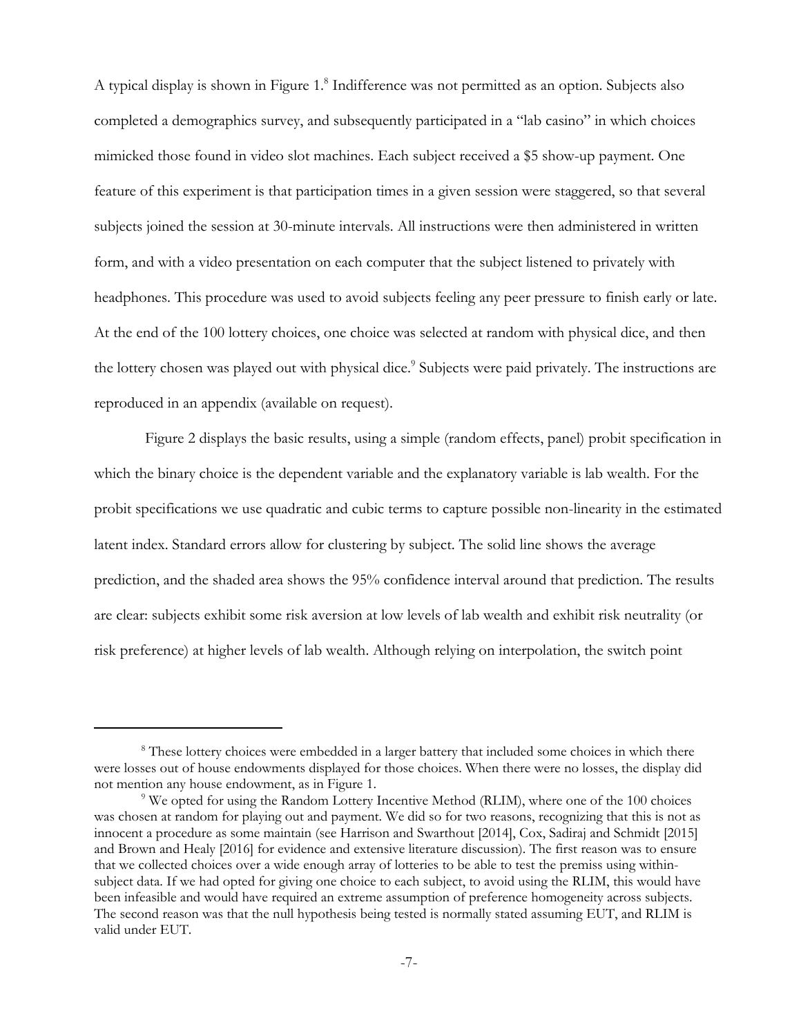A typical display is shown in Figure 1.[8] Indifference was not permitted as an option. Subjects also completed a demographics survey, and subsequently participated in a "lab casino" in which choices mimicked those found in video slot machines. Each subject received a $5 show-up payment. One feature of this experiment is that participation times in a given session were staggered, so that several subjects joined the session at 30-minute intervals. All instructions were then administered in written form, and with a video presentation on each computer that the subject listened to privately with headphones. This procedure was used to avoid subjects feeling any peer pressure to finish early or late. At the end of the 100 lottery choices, one choice was selected at random with physical dice, and then the lottery chosen was played out with physical dice.[9] Subjects were paid privately. The instructions are reproduced in an appendix (available on request).

Figure 2 displays the basic results, using a simple (random effects, panel) probit specification in which the binary choice is the dependent variable and the explanatory variable is lab wealth. For the probit specifications we use quadratic and cubic terms to capture possible non-linearity in the estimated latent index. Standard errors allow for clustering by subject. The solid line shows the average prediction, and the shaded area shows the 95% confidence interval around that prediction. The results are clear: subjects exhibit some risk aversion at low levels of lab wealth and exhibit risk neutrality (or risk preference) at higher levels of lab wealth. Although relying on interpolation, the switch point

---

[8] These lottery choices were embedded in a larger battery that included some choices in which there were losses out of house endowments displayed for those choices. When there were no losses, the display did not mention any house endowment, as in Figure 1.

[9] We opted for using the Random Lottery Incentive Method (RLIM), where one of the 100 choices was chosen at random for playing out and payment. We did so for two reasons, recognizing that this is not as innocent a procedure as some maintain (see Harrison and Swarthout [2014], Cox, Sadiraj and Schmidt [2015] and Brown and Healy [2016] for evidence and extensive literature discussion). The first reason was to ensure that we collected choices over a wide enough array of lotteries to be able to test the premiss using within-subject data. If we had opted for giving one choice to each subject, to avoid using the RLIM, this would have been infeasible and would have required an extreme assumption of preference homogeneity across subjects. The second reason was that the null hypothesis being tested is normally stated assuming EUT, and RLIM is valid under EUT.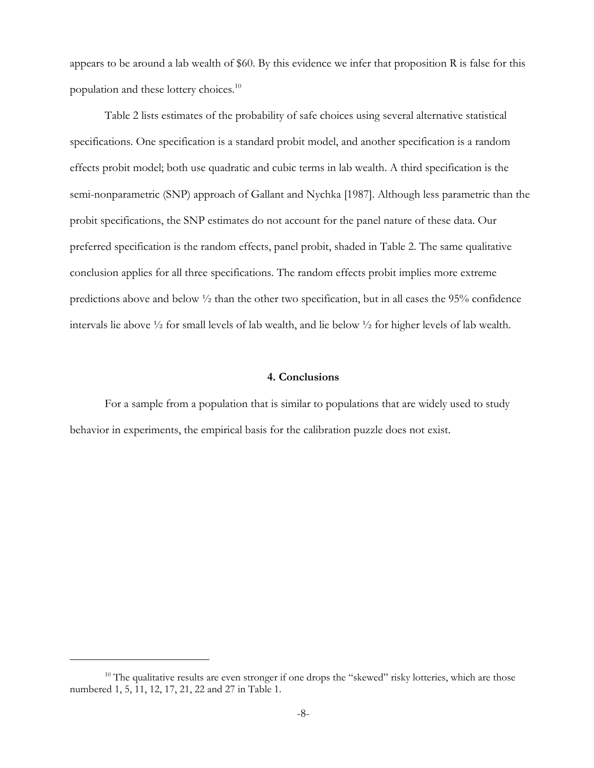appears to be around a lab wealth of $60. By this evidence we infer that proposition R is false for this population and these lottery choices.[10]

Table 2 lists estimates of the probability of safe choices using several alternative statistical specifications. One specification is a standard probit model, and another specification is a random effects probit model; both use quadratic and cubic terms in lab wealth. A third specification is the semi-nonparametric (SNP) approach of Gallant and Nychka [1987]. Although less parametric than the probit specifications, the SNP estimates do not account for the panel nature of these data. Our preferred specification is the random effects, panel probit, shaded in Table 2. The same qualitative conclusion applies for all three specifications. The random effects probit implies more extreme predictions above and below ½ than the other two specification, but in all cases the 95% confidence intervals lie above ½ for small levels of lab wealth, and lie below ½ for higher levels of lab wealth.

## 4. Conclusions

For a sample from a population that is similar to populations that are widely used to study behavior in experiments, the empirical basis for the calibration puzzle does not exist.

[10] The qualitative results are even stronger if one drops the "skewed" risky lotteries, which are those numbered 1, 5, 11, 12, 17, 21, 22 and 27 in Table 1.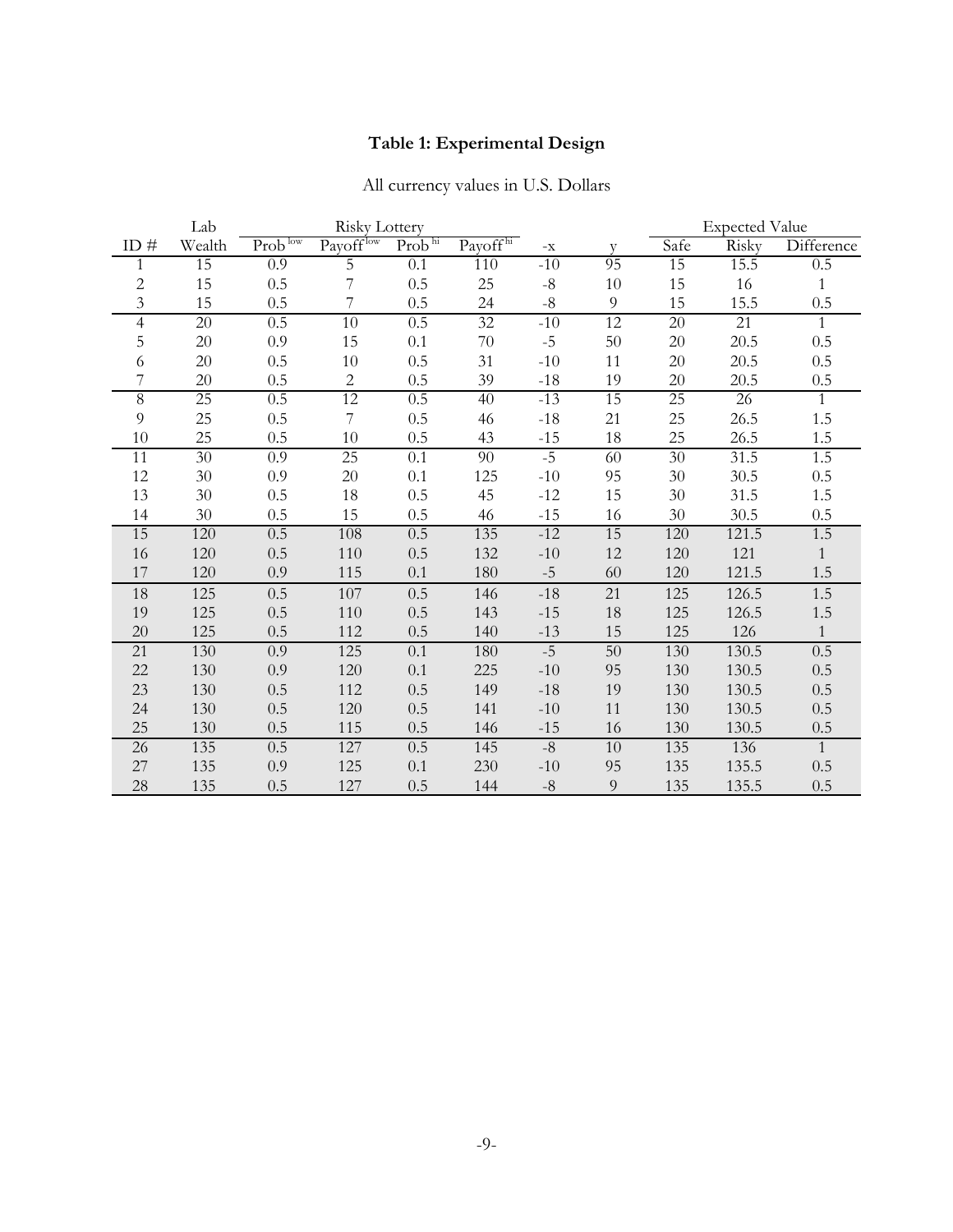# Table 1: Experimental Design

All currency values in U.S. Dollars

| ID # | Lab Wealth | Risky Lottery | | | | -x | y | Expected Value | | |
|---|---|---|---|---|---|---|---|---|---|---|
| | | $Prob^{low}$ | $Payoff^{low}$ | $Prob^{hi}$ | $Payoff^{hi}$ | | | Safe | Risky | Difference |
| 1 | 15 | 0.9 | 5 | 0.1 | 110 | -10 | 95 | 15 | 15.5 | 0.5 |
| 2 | 15 | 0.5 | 7 | 0.5 | 25 | -8 | 10 | 15 | 16 | 1 |
| 3 | 15 | 0.5 | 7 | 0.5 | 24 | -8 | 9 | 15 | 15.5 | 0.5 |
| 4 | 20 | 0.5 | 10 | 0.5 | 32 | -10 | 12 | 20 | 21 | 1 |
| 5 | 20 | 0.9 | 15 | 0.1 | 70 | -5 | 50 | 20 | 20.5 | 0.5 |
| 6 | 20 | 0.5 | 10 | 0.5 | 31 | -10 | 11 | 20 | 20.5 | 0.5 |
| 7 | 20 | 0.5 | 2 | 0.5 | 39 | -18 | 19 | 20 | 20.5 | 0.5 |
| 8 | 25 | 0.5 | 12 | 0.5 | 40 | -13 | 15 | 25 | 26 | 1 |
| 9 | 25 | 0.5 | 7 | 0.5 | 46 | -18 | 21 | 25 | 26.5 | 1.5 |
| 10 | 25 | 0.5 | 10 | 0.5 | 43 | -15 | 18 | 25 | 26.5 | 1.5 |
| 11 | 30 | 0.9 | 25 | 0.1 | 90 | -5 | 60 | 30 | 31.5 | 1.5 |
| 12 | 30 | 0.9 | 20 | 0.1 | 125 | -10 | 95 | 30 | 30.5 | 0.5 |
| 13 | 30 | 0.5 | 18 | 0.5 | 45 | -12 | 15 | 30 | 31.5 | 1.5 |
| 14 | 30 | 0.5 | 15 | 0.5 | 46 | -15 | 16 | 30 | 30.5 | 0.5 |
| 15 | 120 | 0.5 | 108 | 0.5 | 135 | -12 | 15 | 120 | 121.5 | 1.5 |
| 16 | 120 | 0.5 | 110 | 0.5 | 132 | -10 | 12 | 120 | 121 | 1 |
| 17 | 120 | 0.9 | 115 | 0.1 | 180 | -5 | 60 | 120 | 121.5 | 1.5 |
| 18 | 125 | 0.5 | 107 | 0.5 | 146 | -18 | 21 | 125 | 126.5 | 1.5 |
| 19 | 125 | 0.5 | 110 | 0.5 | 143 | -15 | 18 | 125 | 126.5 | 1.5 |
| 20 | 125 | 0.5 | 112 | 0.5 | 140 | -13 | 15 | 125 | 126 | 1 |
| 21 | 130 | 0.9 | 125 | 0.1 | 180 | -5 | 50 | 130 | 130.5 | 0.5 |
| 22 | 130 | 0.9 | 120 | 0.1 | 225 | -10 | 95 | 130 | 130.5 | 0.5 |
| 23 | 130 | 0.5 | 112 | 0.5 | 149 | -18 | 19 | 130 | 130.5 | 0.5 |
| 24 | 130 | 0.5 | 120 | 0.5 | 141 | -10 | 11 | 130 | 130.5 | 0.5 |
| 25 | 130 | 0.5 | 115 | 0.5 | 146 | -15 | 16 | 130 | 130.5 | 0.5 |
| 26 | 135 | 0.5 | 127 | 0.5 | 145 | -8 | 10 | 135 | 136 | 1 |
| 27 | 135 | 0.9 | 125 | 0.1 | 230 | -10 | 95 | 135 | 135.5 | 0.5 |
| 28 | 135 | 0.5 | 127 | 0.5 | 144 | -8 | 9 | 135 | 135.5 | 0.5 |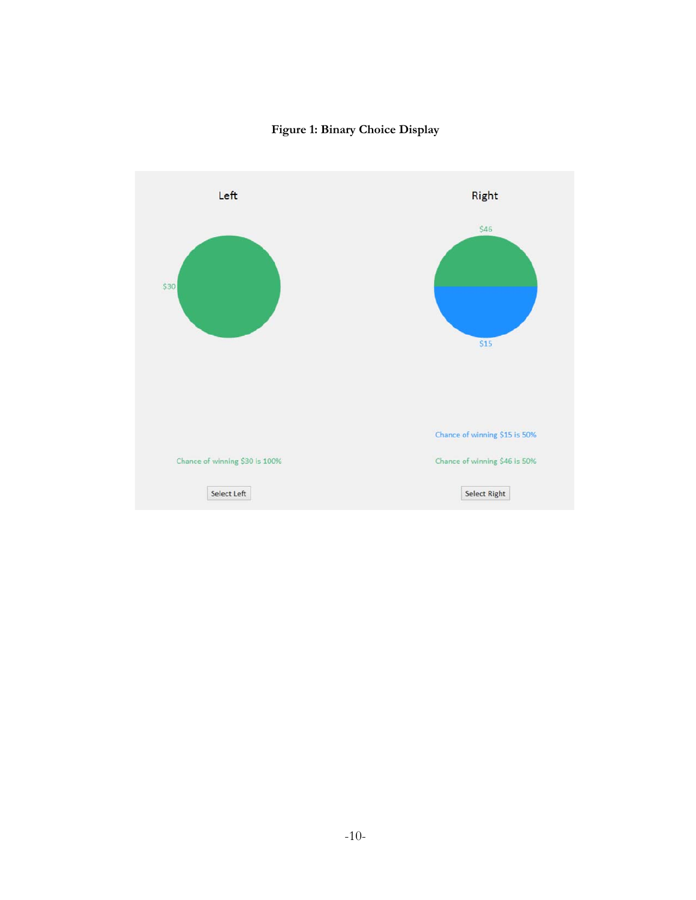**Figure 1: Binary Choice Display**

Left

$30

Chance of winning $30 is 100%

Select Left

Right

$46

$15

Chance of winning $15 is 50%

Chance of winning $46 is 50%

Select Right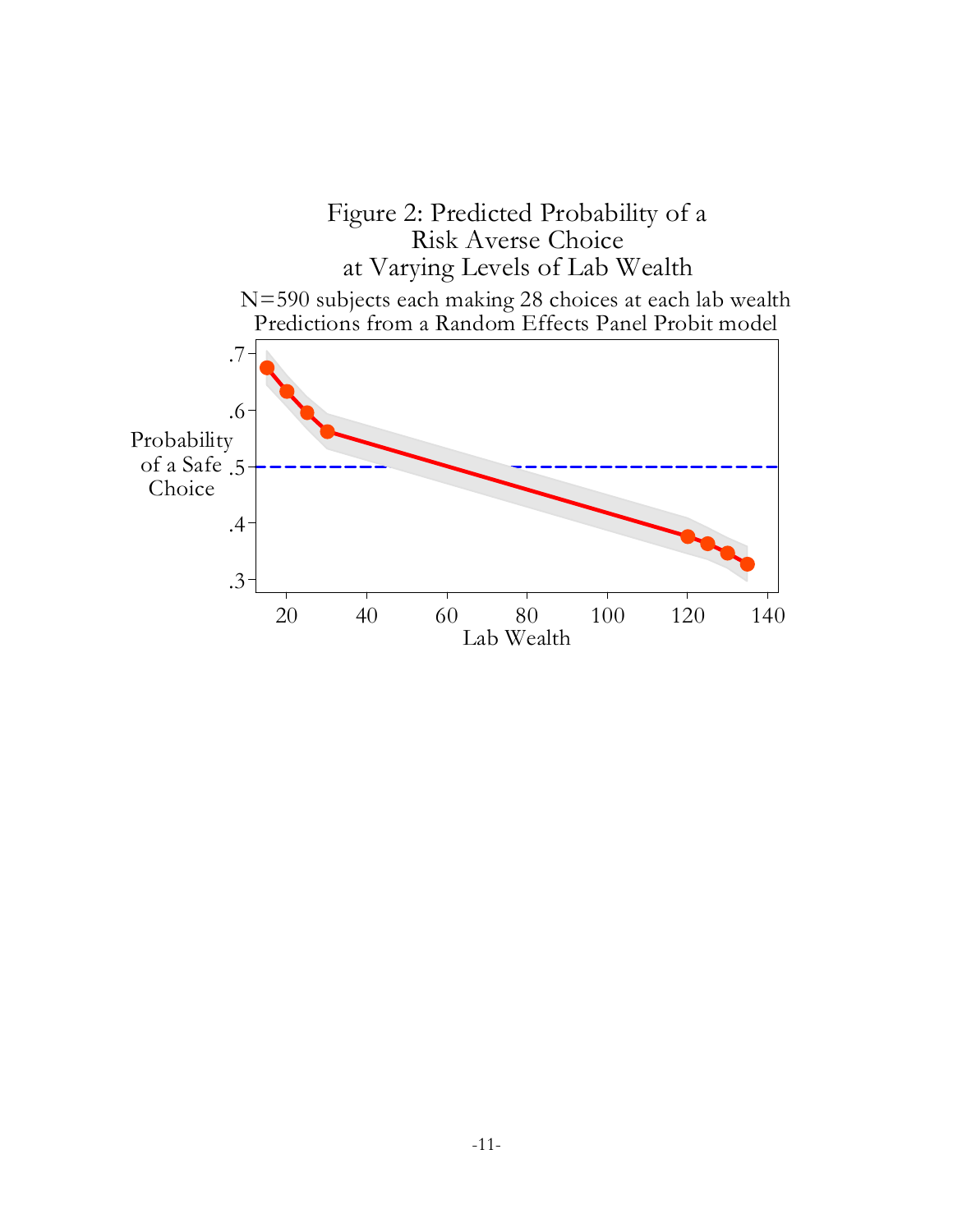Figure 2: Predicted Probability of a Risk Averse Choice at Varying Levels of Lab Wealth

N=590 subjects each making 28 choices at each lab wealth
Predictions from a Random Effects Panel Probit model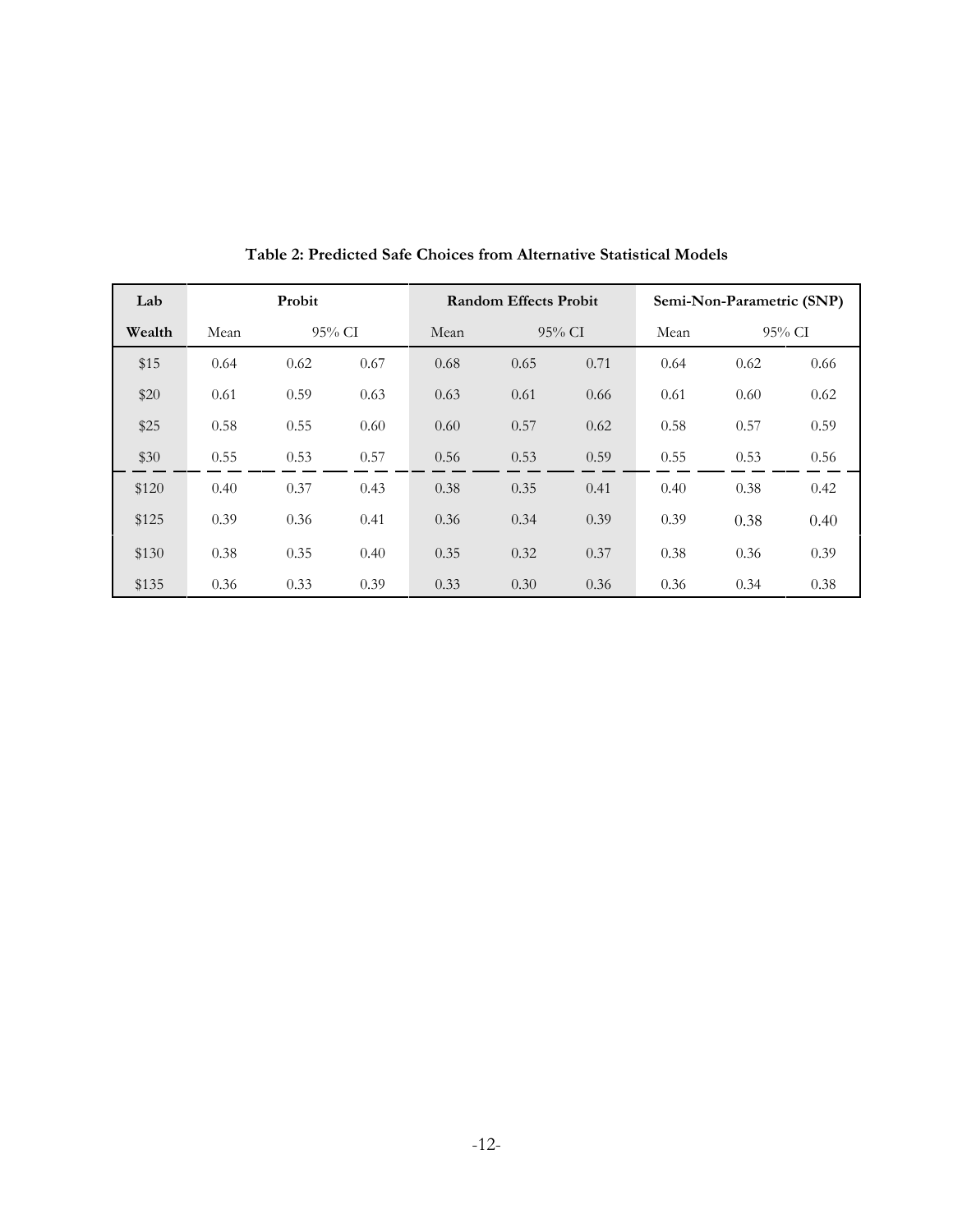**Table 2: Predicted Safe Choices from Alternative Statistical Models**

| Lab | Probit | | | Random Effects Probit | | | Semi-Non-Parametric (SNP) | | |
|---|---|---|---|---|---|---|---|---|---|
| Wealth | Mean | 95% CI | | Mean | 95% CI | | Mean | 95% CI | |
| $15 | 0.64 | 0.62 | 0.67 | 0.68 | 0.65 | 0.71 | 0.64 | 0.62 | 0.66 |
| $20 | 0.61 | 0.59 | 0.63 | 0.63 | 0.61 | 0.66 | 0.61 | 0.60 | 0.62 |
| $25 | 0.58 | 0.55 | 0.60 | 0.60 | 0.57 | 0.62 | 0.58 | 0.57 | 0.59 |
| $30 | 0.55 | 0.53 | 0.57 | 0.56 | 0.53 | 0.59 | 0.55 | 0.53 | 0.56 |
| $120 | 0.40 | 0.37 | 0.43 | 0.38 | 0.35 | 0.41 | 0.40 | 0.38 | 0.42 |
| $125 | 0.39 | 0.36 | 0.41 | 0.36 | 0.34 | 0.39 | 0.39 | 0.38 | 0.40 |
| $130 | 0.38 | 0.35 | 0.40 | 0.35 | 0.32 | 0.37 | 0.38 | 0.36 | 0.39 |
| $135 | 0.36 | 0.33 | 0.39 | 0.33 | 0.30 | 0.36 | 0.36 | 0.34 | 0.38 |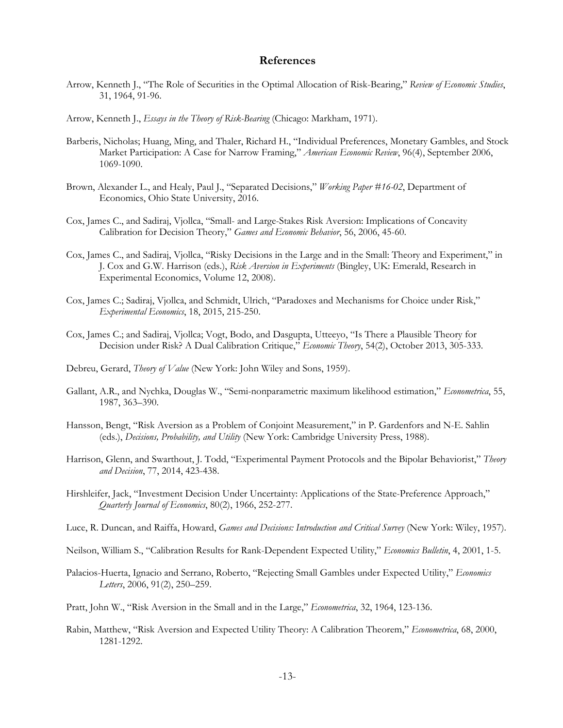## References

Arrow, Kenneth J., "The Role of Securities in the Optimal Allocation of Risk-Bearing," *Review of Economic Studies*, 31, 1964, 91-96.

Arrow, Kenneth J., *Essays in the Theory of Risk-Bearing* (Chicago: Markham, 1971).

Barberis, Nicholas; Huang, Ming, and Thaler, Richard H., "Individual Preferences, Monetary Gambles, and Stock Market Participation: A Case for Narrow Framing," *American Economic Review*, 96(4), September 2006, 1069-1090.

Brown, Alexander L., and Healy, Paul J., "Separated Decisions," *Working Paper #16-02*, Department of Economics, Ohio State University, 2016.

Cox, James C., and Sadiraj, Vjollca, "Small- and Large-Stakes Risk Aversion: Implications of Concavity Calibration for Decision Theory," *Games and Economic Behavior*, 56, 2006, 45-60.

Cox, James C., and Sadiraj, Vjollca, "Risky Decisions in the Large and in the Small: Theory and Experiment," in J. Cox and G.W. Harrison (eds.), *Risk Aversion in Experiments* (Bingley, UK: Emerald, Research in Experimental Economics, Volume 12, 2008).

Cox, James C.; Sadiraj, Vjollca, and Schmidt, Ulrich, "Paradoxes and Mechanisms for Choice under Risk," *Experimental Economics*, 18, 2015, 215-250.

Cox, James C.; and Sadiraj, Vjollca; Vogt, Bodo, and Dasgupta, Utteeyo, "Is There a Plausible Theory for Decision under Risk? A Dual Calibration Critique," *Economic Theory*, 54(2), October 2013, 305-333.

Debreu, Gerard, *Theory of Value* (New York: John Wiley and Sons, 1959).

Gallant, A.R., and Nychka, Douglas W., "Semi-nonparametric maximum likelihood estimation," *Econometrica*, 55, 1987, 363–390.

Hansson, Bengt, "Risk Aversion as a Problem of Conjoint Measurement," in P. Gardenfors and N-E. Sahlin (eds.), *Decisions, Probability, and Utility* (New York: Cambridge University Press, 1988).

Harrison, Glenn, and Swarthout, J. Todd, "Experimental Payment Protocols and the Bipolar Behaviorist," *Theory and Decision*, 77, 2014, 423-438.

Hirshleifer, Jack, "Investment Decision Under Uncertainty: Applications of the State-Preference Approach," *Quarterly Journal of Economics*, 80(2), 1966, 252-277.

Luce, R. Duncan, and Raiffa, Howard, *Games and Decisions: Introduction and Critical Survey* (New York: Wiley, 1957).

Neilson, William S., "Calibration Results for Rank-Dependent Expected Utility," *Economics Bulletin*, 4, 2001, 1-5.

Palacios-Huerta, Ignacio and Serrano, Roberto, "Rejecting Small Gambles under Expected Utility," *Economics Letters*, 2006, 91(2), 250–259.

Pratt, John W., "Risk Aversion in the Small and in the Large," *Econometrica*, 32, 1964, 123-136.

Rabin, Matthew, "Risk Aversion and Expected Utility Theory: A Calibration Theorem," *Econometrica*, 68, 2000, 1281-1292.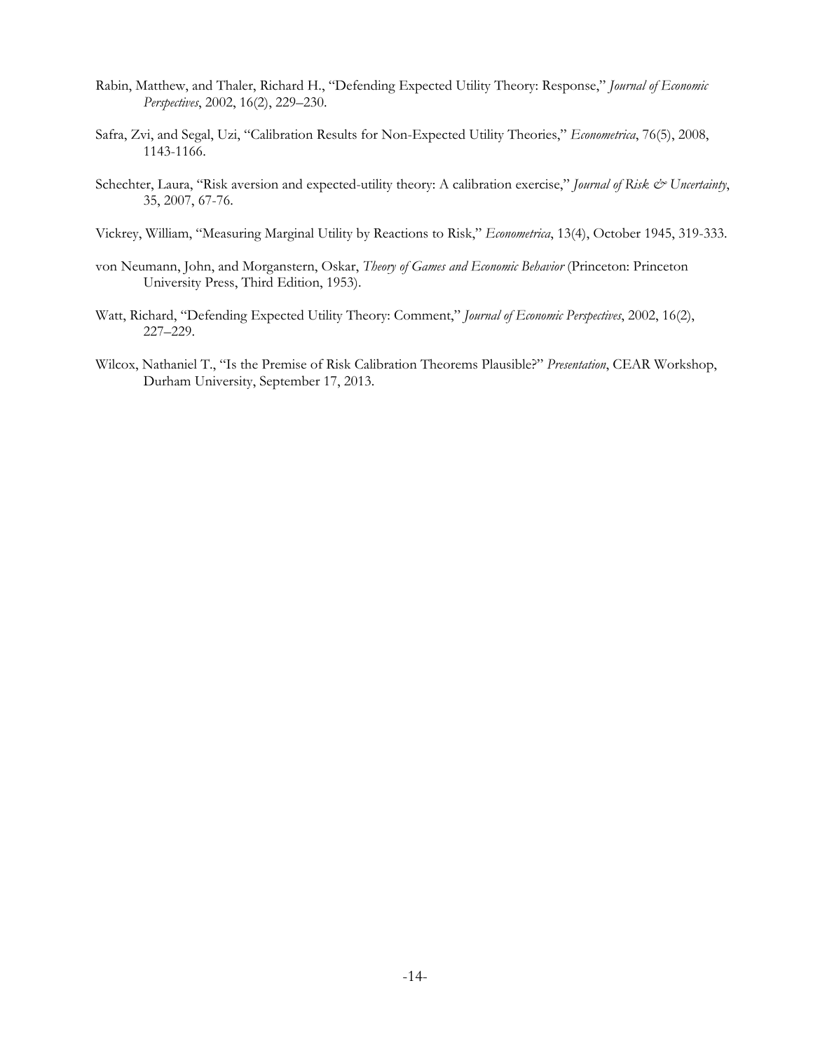Rabin, Matthew, and Thaler, Richard H., "Defending Expected Utility Theory: Response," *Journal of Economic Perspectives*, 2002, 16(2), 229–230.

Safra, Zvi, and Segal, Uzi, "Calibration Results for Non-Expected Utility Theories," *Econometrica*, 76(5), 2008, 1143-1166.

Schechter, Laura, "Risk aversion and expected-utility theory: A calibration exercise," *Journal of Risk & Uncertainty*, 35, 2007, 67-76.

Vickrey, William, "Measuring Marginal Utility by Reactions to Risk," *Econometrica*, 13(4), October 1945, 319-333.

von Neumann, John, and Morganstern, Oskar, *Theory of Games and Economic Behavior* (Princeton: Princeton University Press, Third Edition, 1953).

Watt, Richard, "Defending Expected Utility Theory: Comment," *Journal of Economic Perspectives*, 2002, 16(2), 227–229.

Wilcox, Nathaniel T., "Is the Premise of Risk Calibration Theorems Plausible?" *Presentation*, CEAR Workshop, Durham University, September 17, 2013.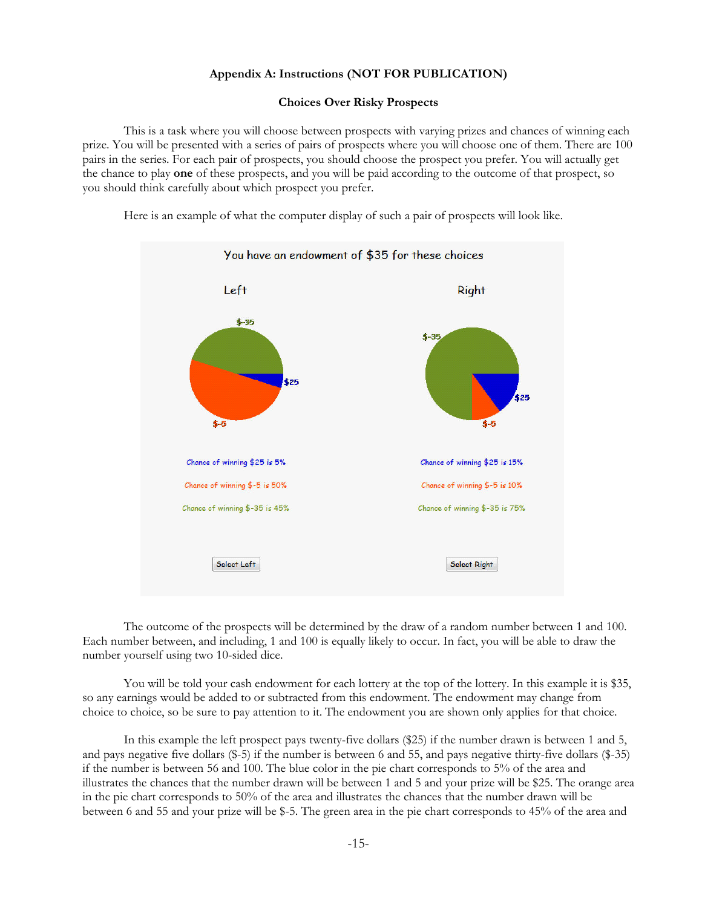### Appendix A: Instructions (NOT FOR PUBLICATION)

### Choices Over Risky Prospects

This is a task where you will choose between prospects with varying prizes and chances of winning each prize. You will be presented with a series of pairs of prospects where you will choose one of them. There are 100 pairs in the series. For each pair of prospects, you should choose the prospect you prefer. You will actually get the chance to play **one** of these prospects, and you will be paid according to the outcome of that prospect, so you should think carefully about which prospect you prefer.

Here is an example of what the computer display of such a pair of prospects will look like.

You have an endowment of $35 for these choices

| Left | Right |
|---|---|
| Chance of winning $25 is 5% | Chance of winning $25 is 15% |
| Chance of winning $-5 is 50% | Chance of winning $-5 is 10% |
| Chance of winning $-35 is 45% | Chance of winning $-35 is 75% |
| Select Left | Select Right |

The outcome of the prospects will be determined by the draw of a random number between 1 and 100. Each number between, and including, 1 and 100 is equally likely to occur. In fact, you will be able to draw the number yourself using two 10-sided dice.

You will be told your cash endowment for each lottery at the top of the lottery. In this example it is $35, so any earnings would be added to or subtracted from this endowment. The endowment may change from choice to choice, so be sure to pay attention to it. The endowment you are shown only applies for that choice.

In this example the left prospect pays twenty-five dollars ($25) if the number drawn is between 1 and 5, and pays negative five dollars ($-5) if the number is between 6 and 55, and pays negative thirty-five dollars ($-35) if the number is between 56 and 100. The blue color in the pie chart corresponds to 5% of the area and illustrates the chances that the number drawn will be between 1 and 5 and your prize will be $25. The orange area in the pie chart corresponds to 50% of the area and illustrates the chances that the number drawn will be between 6 and 55 and your prize will be $-5. The green area in the pie chart corresponds to 45% of the area and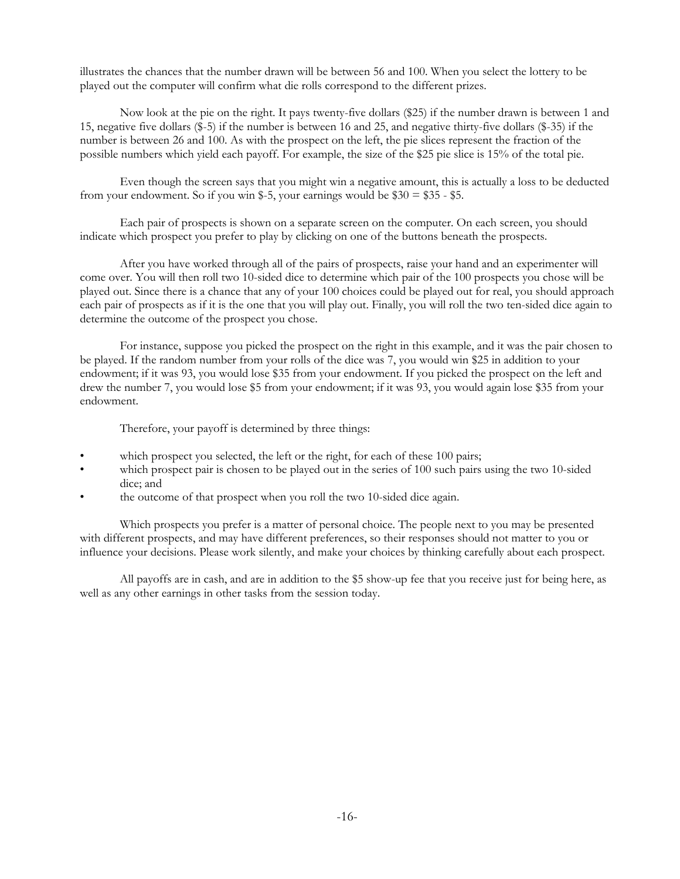illustrates the chances that the number drawn will be between 56 and 100. When you select the lottery to be played out the computer will confirm what die rolls correspond to the different prizes.

Now look at the pie on the right. It pays twenty-five dollars ($25) if the number drawn is between 1 and 15, negative five dollars ($-5) if the number is between 16 and 25, and negative thirty-five dollars ($-35) if the number is between 26 and 100. As with the prospect on the left, the pie slices represent the fraction of the possible numbers which yield each payoff. For example, the size of the $25 pie slice is 15% of the total pie.

Even though the screen says that you might win a negative amount, this is actually a loss to be deducted from your endowment. So if you win $-5, your earnings would be $30 = $35 - $5.

Each pair of prospects is shown on a separate screen on the computer. On each screen, you should indicate which prospect you prefer to play by clicking on one of the buttons beneath the prospects.

After you have worked through all of the pairs of prospects, raise your hand and an experimenter will come over. You will then roll two 10-sided dice to determine which pair of the 100 prospects you chose will be played out. Since there is a chance that any of your 100 choices could be played out for real, you should approach each pair of prospects as if it is the one that you will play out. Finally, you will roll the two ten-sided dice again to determine the outcome of the prospect you chose.

For instance, suppose you picked the prospect on the right in this example, and it was the pair chosen to be played. If the random number from your rolls of the dice was 7, you would win $25 in addition to your endowment; if it was 93, you would lose $35 from your endowment. If you picked the prospect on the left and drew the number 7, you would lose $5 from your endowment; if it was 93, you would again lose $35 from your endowment.

Therefore, your payoff is determined by three things:

- which prospect you selected, the left or the right, for each of these 100 pairs;
- which prospect pair is chosen to be played out in the series of 100 such pairs using the two 10-sided dice; and
- the outcome of that prospect when you roll the two 10-sided dice again.

Which prospects you prefer is a matter of personal choice. The people next to you may be presented with different prospects, and may have different preferences, so their responses should not matter to you or influence your decisions. Please work silently, and make your choices by thinking carefully about each prospect.

All payoffs are in cash, and are in addition to the $5 show-up fee that you receive just for being here, as well as any other earnings in other tasks from the session today.